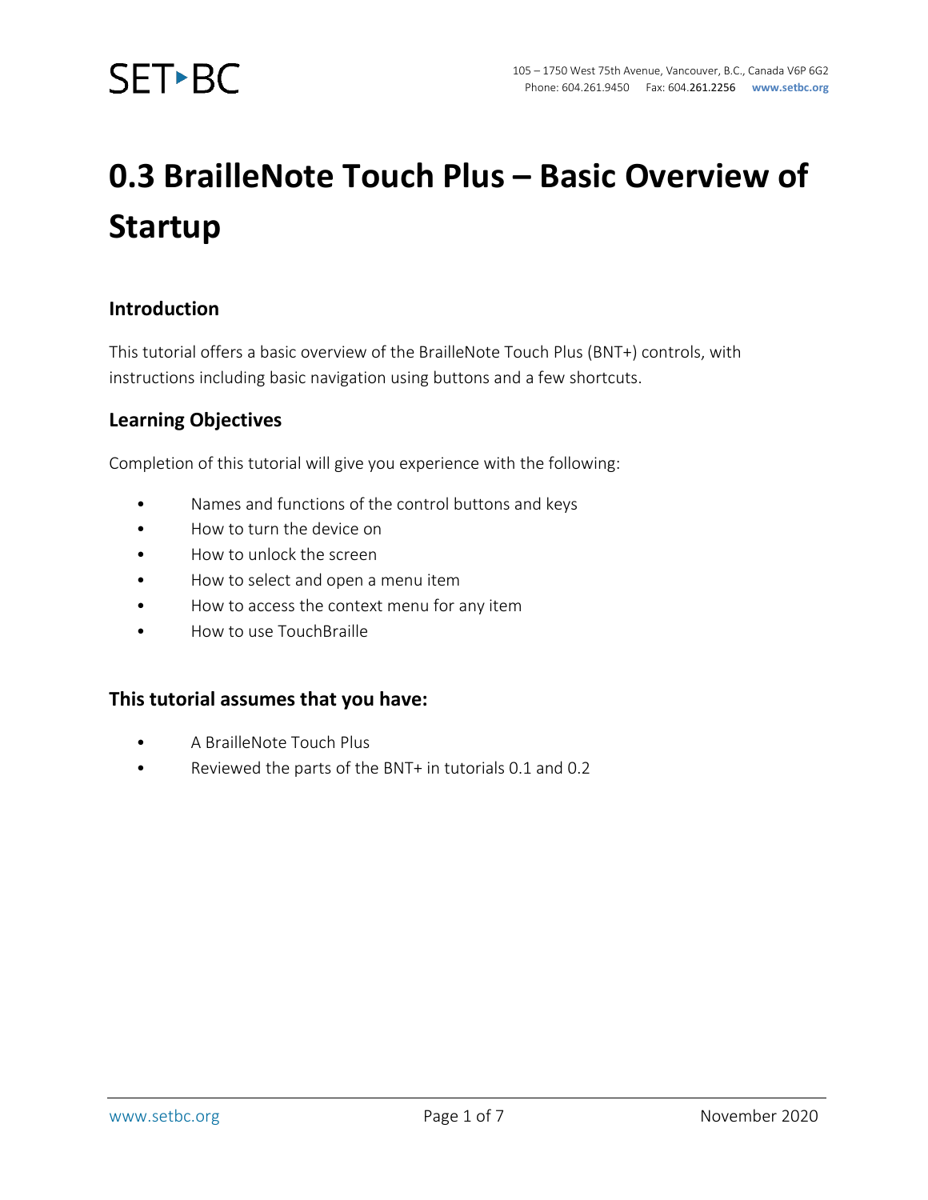# 0.3 BrailleNote Touch Plus – Basic Overview of Startup

## Introduction

This tutorial offers a basic overview of the BrailleNote Touch Plus (BNT+) controls, with instructions including basic navigation using buttons and a few shortcuts.

## Learning Objectives

Completion of this tutorial will give you experience with the following:

- Names and functions of the control buttons and keys
- How to turn the device on
- How to unlock the screen
- How to select and open a menu item
- How to access the context menu for any item
- How to use TouchBraille

## This tutorial assumes that you have:

- A BrailleNote Touch Plus
- Reviewed the parts of the BNT+ in tutorials 0.1 and 0.2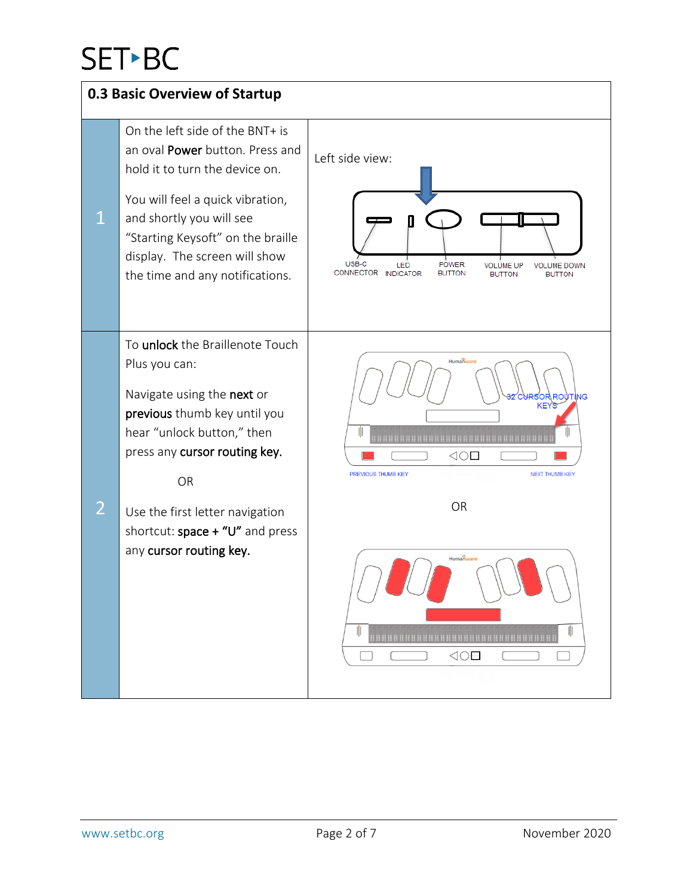## 0.3 Basic Overview of Startup

| | | |
|---|---|---|
| 1 | On the left side of the BNT+ is an oval **Power** button. Press and hold it to turn the device on.<br><br>You will feel a quick vibration, and shortly you will see "Starting Keysoft" on the braille display. The screen will show the time and any notifications. | Left side view:<br><br>USB-C CONNECTOR, LED INDICATOR, POWER BUTTON, VOLUME UP BUTTON, VOLUME DOWN BUTTON |
| 2 | To **unlock** the Braillenote Touch Plus you can:<br><br>Navigate using the **next** or **previous** thumb key until you hear "unlock button," then press any **cursor routing key.**<br><br>OR<br><br>Use the first letter navigation shortcut: **space + "U"** and press any **cursor routing key.** | 32 CURSOR ROUTING KEYS<br><br>PREVIOUS THUMB KEY, NEXT THUMB KEY<br><br>OR |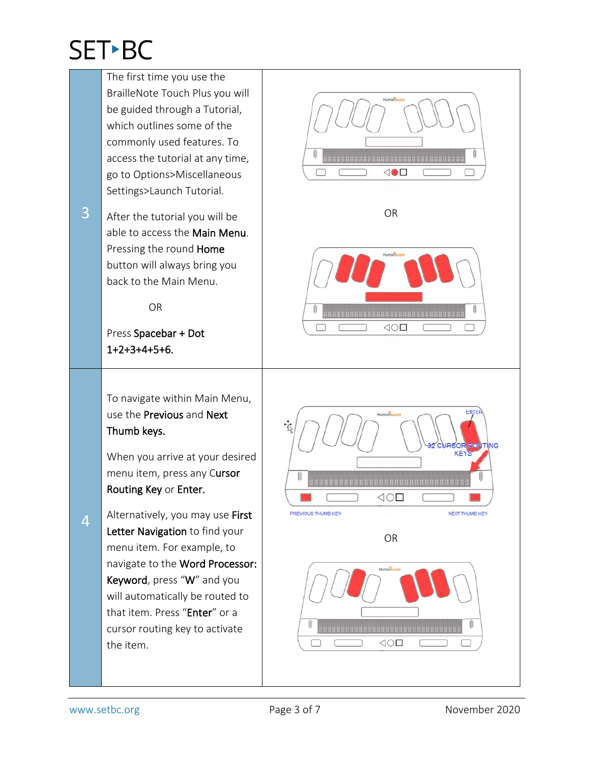| | | |
|---|---|---|
| 3 | The first time you use the BrailleNote Touch Plus you will be guided through a Tutorial, which outlines some of the commonly used features. To access the tutorial at any time, go to Options>Miscellaneous Settings>Launch Tutorial.<br><br>After the tutorial you will be able to access the **Main Menu**. Pressing the round **Home** button will always bring you back to the Main Menu.<br><br>OR<br><br>Press **Spacebar + Dot 1+2+3+4+5+6.** | OR |
| 4 | To navigate within Main Menu, use the **Previous** and **Next Thumb keys.**<br><br>When you arrive at your desired menu item, press any C**ursor Routing Key** or **Enter**.<br><br>Alternatively, you may use **First Letter Navigation** to find your menu item. For example, to navigate to the **Word Processor: Keyword**, press "**W**" and you will automatically be routed to that item. Press "**Enter**" or a cursor routing key to activate the item. | ENTER<br>32 CURSOR ROUTING KEYS<br>PREVIOUS THUMB KEY<br>NEXT THUMB KEY<br><br>OR |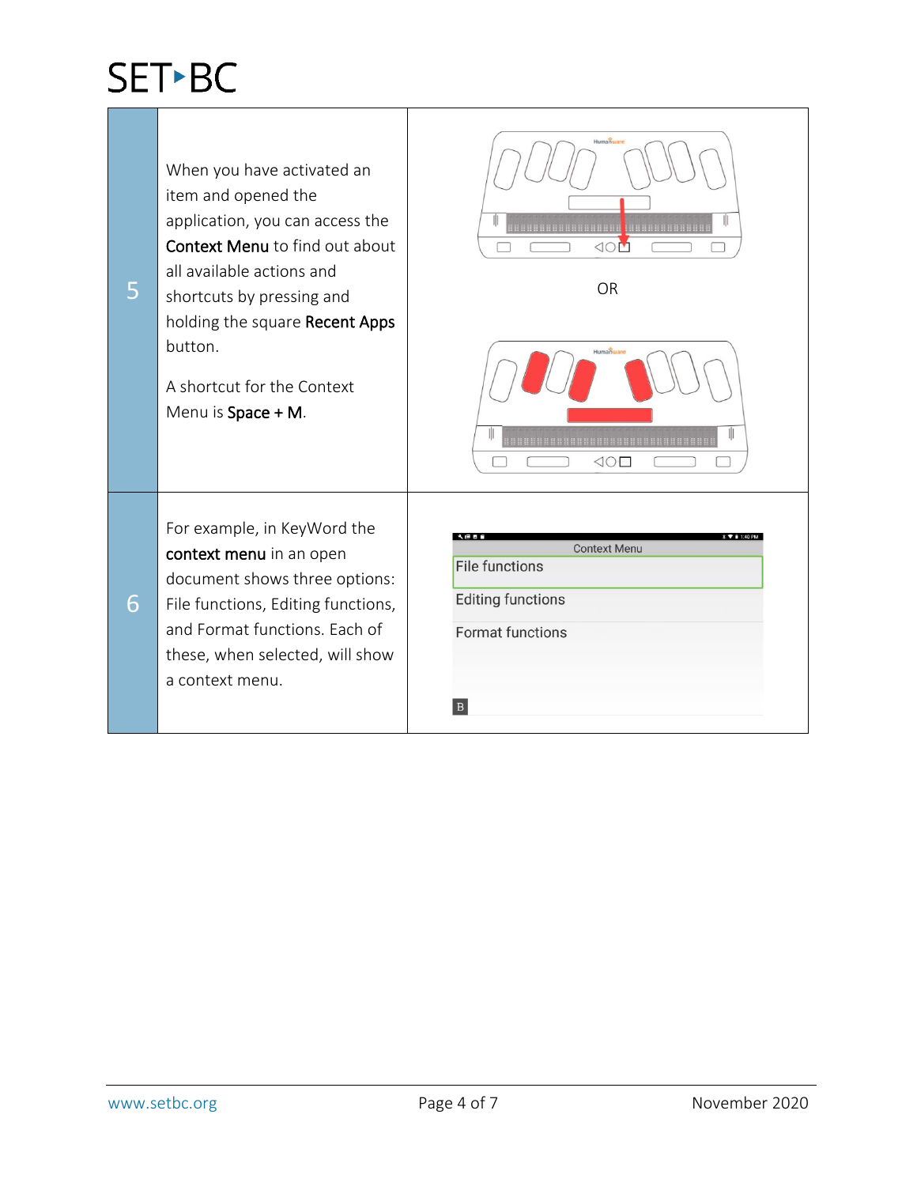| | | |
|---|---|---|
| 5 | When you have activated an item and opened the application, you can access the **Context Menu** to find out about all available actions and shortcuts by pressing and holding the square **Recent Apps** button.<br><br>A shortcut for the Context Menu is **Space + M**. | OR |
| 6 | For example, in KeyWord the **context menu** in an open document shows three options: File functions, Editing functions, and Format functions. Each of these, when selected, will show a context menu. | Context Menu<br>File functions<br>Editing functions<br>Format functions |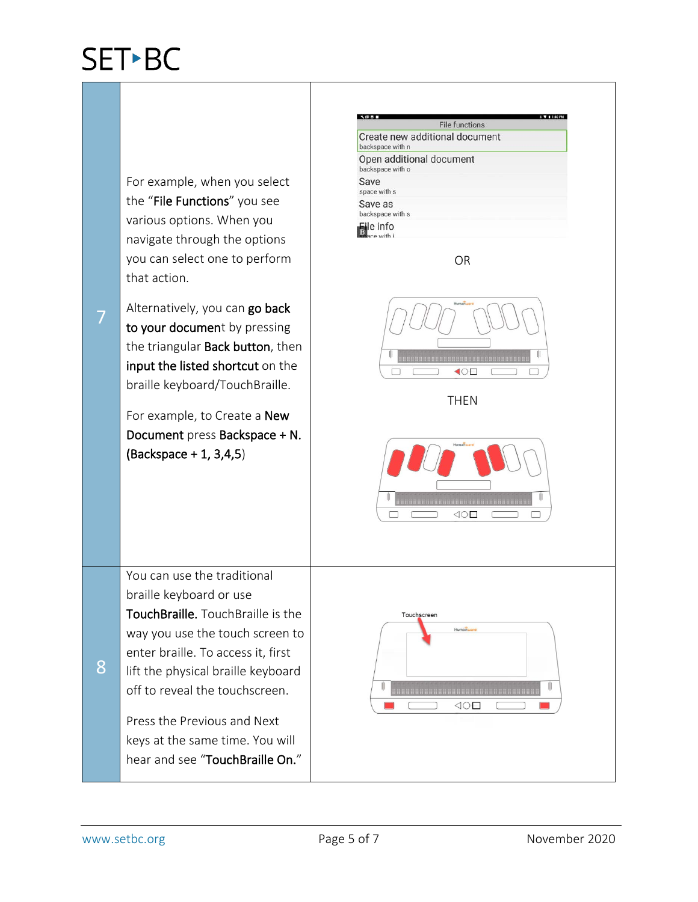| | | |
|---|---|---|
| 7 | For example, when you select the "**File Functions**" you see various options. When you navigate through the options you can select one to perform that action.<br><br>Alternatively, you can **go back to your document** by pressing the triangular **Back button**, then **input the listed shortcut** on the braille keyboard/TouchBraille.<br><br>For example, to Create a **New Document** press **Backspace + N. (Backspace + 1, 3,4,5**) | File functions<br>Create new additional document<br>backspace with n<br>Open additional document<br>backspace with o<br>Save<br>space with s<br>Save as<br>backspace with s<br>File info<br>space with i<br><br>OR<br><br>THEN |
| 8 | You can use the traditional braille keyboard or use **TouchBraille.** TouchBraille is the way you use the touch screen to enter braille. To access it, first lift the physical braille keyboard off to reveal the touchscreen.<br><br>Press the Previous and Next keys at the same time. You will hear and see "**TouchBraille On.**" | Touchscreen |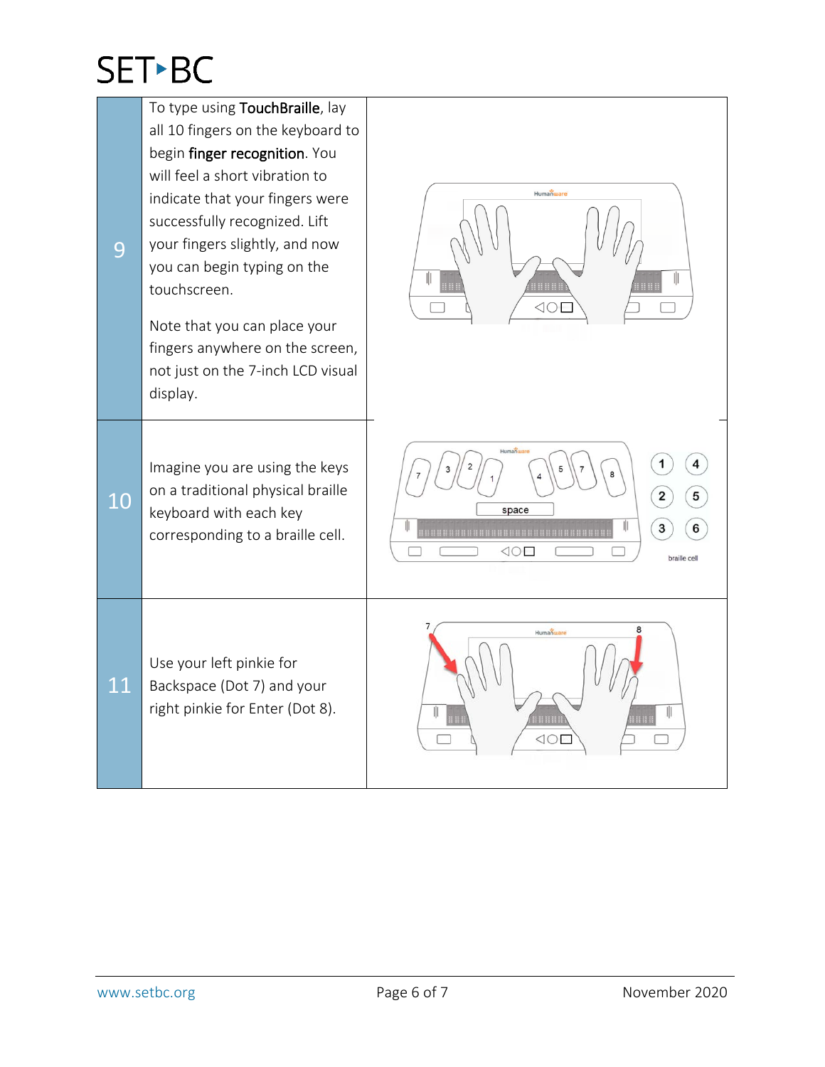| | | |
|---|---|---|
| 9 | To type using **TouchBraille**, lay all 10 fingers on the keyboard to begin **finger recognition**. You will feel a short vibration to indicate that your fingers were successfully recognized. Lift your fingers slightly, and now you can begin typing on the touchscreen.<br><br>Note that you can place your fingers anywhere on the screen, not just on the 7-inch LCD visual display. | |
| 10 | Imagine you are using the keys on a traditional physical braille keyboard with each key corresponding to a braille cell. | |
| 11 | Use your left pinkie for Backspace (Dot 7) and your right pinkie for Enter (Dot 8). | |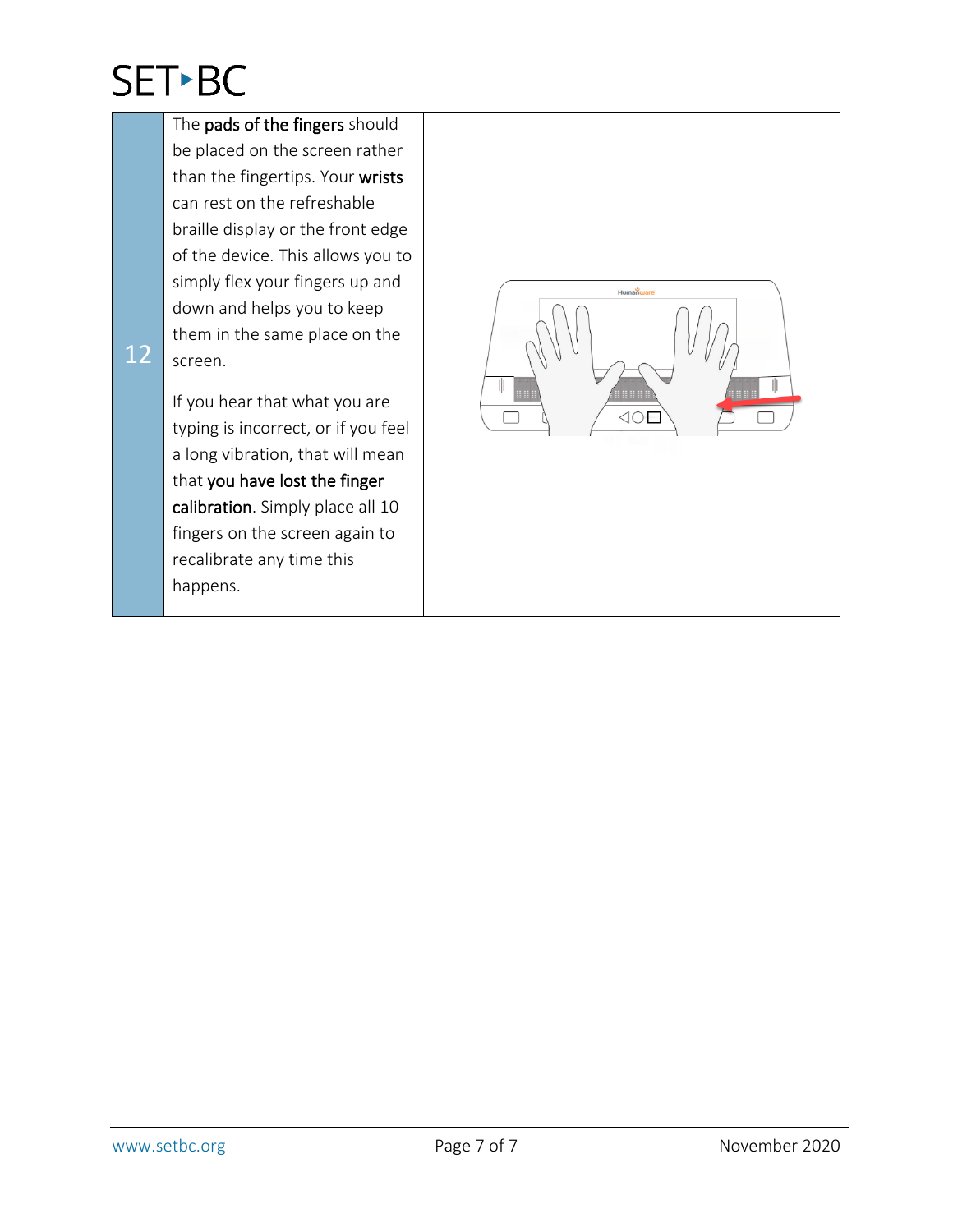| | | |
|---|---|---|
| 12 | The **pads of the fingers** should be placed on the screen rather than the fingertips. Your **wrists** can rest on the refreshable braille display or the front edge of the device. This allows you to simply flex your fingers up and down and helps you to keep them in the same place on the screen.<br><br>If you hear that what you are typing is incorrect, or if you feel a long vibration, that will mean that **you have lost the finger calibration**. Simply place all 10 fingers on the screen again to recalibrate any time this happens. | |